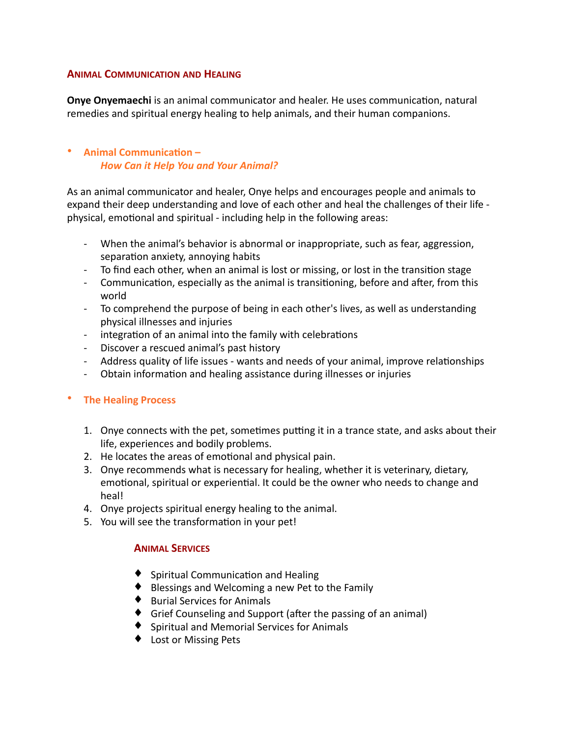## Animal Communication and Healing

**Onye Onyemaechi** is an animal communicator and healer. He uses communication, natural remedies and spiritual energy healing to help animals, and their human companions.

- **Animal Communication –**
  ***How Can it Help You and Your Animal?***

As an animal communicator and healer, Onye helps and encourages people and animals to expand their deep understanding and love of each other and heal the challenges of their life - physical, emotional and spiritual - including help in the following areas:

- When the animal's behavior is abnormal or inappropriate, such as fear, aggression, separation anxiety, annoying habits
- To find each other, when an animal is lost or missing, or lost in the transition stage
- Communication, especially as the animal is transitioning, before and after, from this world
- To comprehend the purpose of being in each other's lives, as well as understanding physical illnesses and injuries
- integration of an animal into the family with celebrations
- Discover a rescued animal's past history
- Address quality of life issues - wants and needs of your animal, improve relationships
- Obtain information and healing assistance during illnesses or injuries

- **The Healing Process**

1. Onye connects with the pet, sometimes putting it in a trance state, and asks about their life, experiences and bodily problems.
2. He locates the areas of emotional and physical pain.
3. Onye recommends what is necessary for healing, whether it is veterinary, dietary, emotional, spiritual or experiential. It could be the owner who needs to change and heal!
4. Onye projects spiritual energy healing to the animal.
5. You will see the transformation in your pet!

### Animal Services

- Spiritual Communication and Healing
- Blessings and Welcoming a new Pet to the Family
- Burial Services for Animals
- Grief Counseling and Support (after the passing of an animal)
- Spiritual and Memorial Services for Animals
- Lost or Missing Pets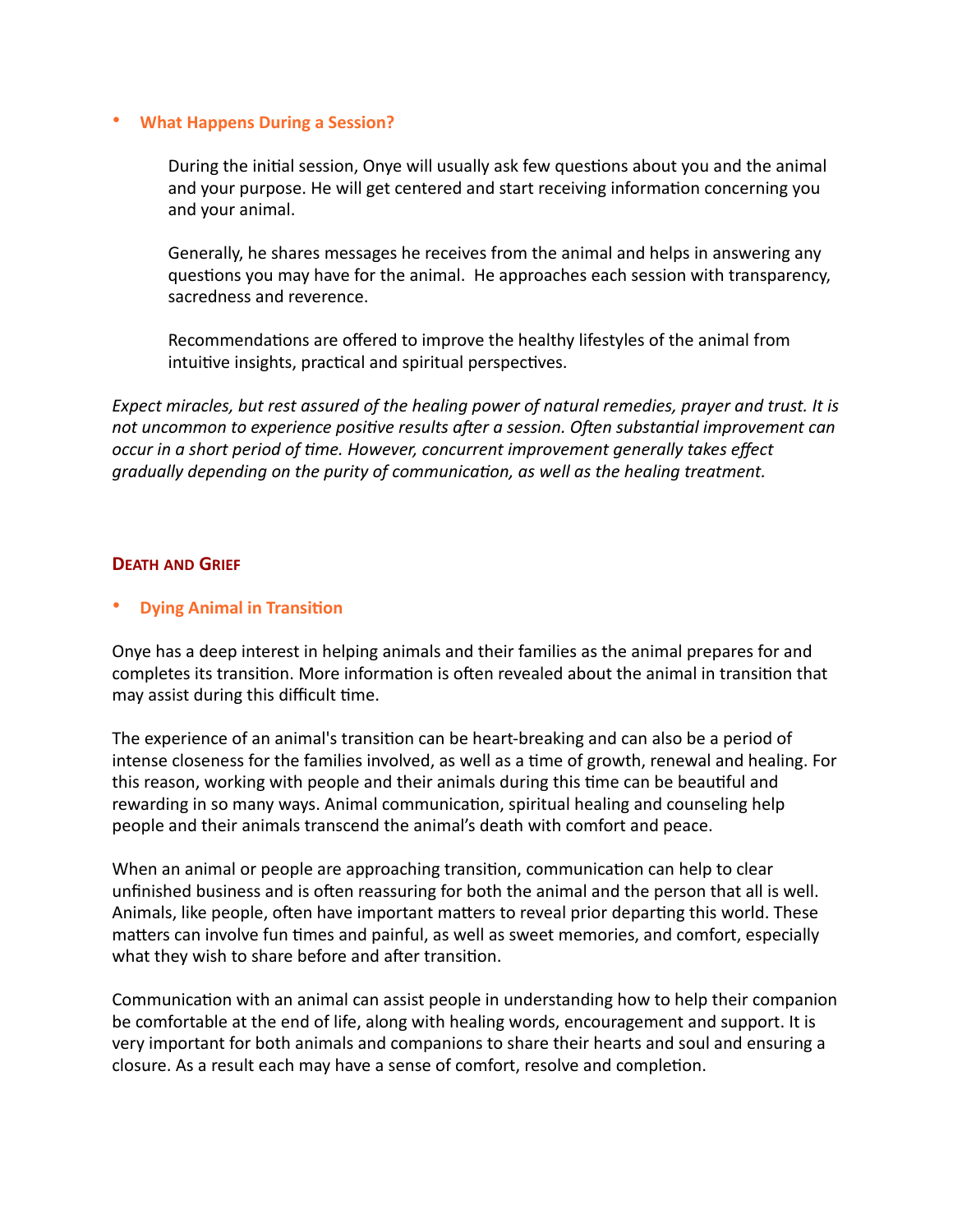- **What Happens During a Session?**

  During the initial session, Onye will usually ask few questions about you and the animal and your purpose. He will get centered and start receiving information concerning you and your animal.

  Generally, he shares messages he receives from the animal and helps in answering any questions you may have for the animal. He approaches each session with transparency, sacredness and reverence.

  Recommendations are offered to improve the healthy lifestyles of the animal from intuitive insights, practical and spiritual perspectives.

*Expect miracles, but rest assured of the healing power of natural remedies, prayer and trust. It is not uncommon to experience positive results after a session. Often substantial improvement can occur in a short period of time. However, concurrent improvement generally takes effect gradually depending on the purity of communication, as well as the healing treatment.*

## Death and Grief

- **Dying Animal in Transition**

Onye has a deep interest in helping animals and their families as the animal prepares for and completes its transition. More information is often revealed about the animal in transition that may assist during this difficult time.

The experience of an animal's transition can be heart-breaking and can also be a period of intense closeness for the families involved, as well as a time of growth, renewal and healing. For this reason, working with people and their animals during this time can be beautiful and rewarding in so many ways. Animal communication, spiritual healing and counseling help people and their animals transcend the animal's death with comfort and peace.

When an animal or people are approaching transition, communication can help to clear unfinished business and is often reassuring for both the animal and the person that all is well. Animals, like people, often have important matters to reveal prior departing this world. These matters can involve fun times and painful, as well as sweet memories, and comfort, especially what they wish to share before and after transition.

Communication with an animal can assist people in understanding how to help their companion be comfortable at the end of life, along with healing words, encouragement and support. It is very important for both animals and companions to share their hearts and soul and ensuring a closure. As a result each may have a sense of comfort, resolve and completion.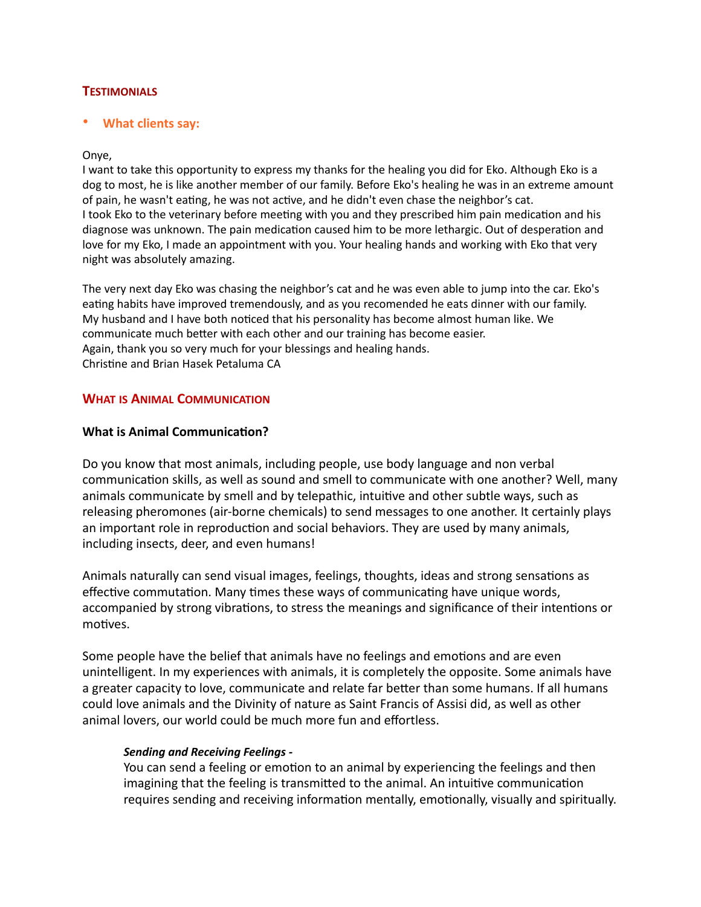## Testimonials

- **What clients say:**

Onye,
I want to take this opportunity to express my thanks for the healing you did for Eko. Although Eko is a dog to most, he is like another member of our family. Before Eko's healing he was in an extreme amount of pain, he wasn't eating, he was not active, and he didn't even chase the neighbor's cat.
I took Eko to the veterinary before meeting with you and they prescribed him pain medication and his diagnose was unknown. The pain medication caused him to be more lethargic. Out of desperation and love for my Eko, I made an appointment with you. Your healing hands and working with Eko that very night was absolutely amazing.

The very next day Eko was chasing the neighbor's cat and he was even able to jump into the car. Eko's eating habits have improved tremendously, and as you recomended he eats dinner with our family.
My husband and I have both noticed that his personality has become almost human like. We communicate much better with each other and our training has become easier.
Again, thank you so very much for your blessings and healing hands.
Christine and Brian Hasek Petaluma CA

## What is Animal Communication

### What is Animal Communication?

Do you know that most animals, including people, use body language and non verbal communication skills, as well as sound and smell to communicate with one another? Well, many animals communicate by smell and by telepathic, intuitive and other subtle ways, such as releasing pheromones (air-borne chemicals) to send messages to one another. It certainly plays an important role in reproduction and social behaviors. They are used by many animals, including insects, deer, and even humans!

Animals naturally can send visual images, feelings, thoughts, ideas and strong sensations as effective commutation. Many times these ways of communicating have unique words, accompanied by strong vibrations, to stress the meanings and significance of their intentions or motives.

Some people have the belief that animals have no feelings and emotions and are even unintelligent. In my experiences with animals, it is completely the opposite. Some animals have a greater capacity to love, communicate and relate far better than some humans. If all humans could love animals and the Divinity of nature as Saint Francis of Assisi did, as well as other animal lovers, our world could be much more fun and effortless.

> ***Sending and Receiving Feelings -***
> You can send a feeling or emotion to an animal by experiencing the feelings and then imagining that the feeling is transmitted to the animal. An intuitive communication requires sending and receiving information mentally, emotionally, visually and spiritually.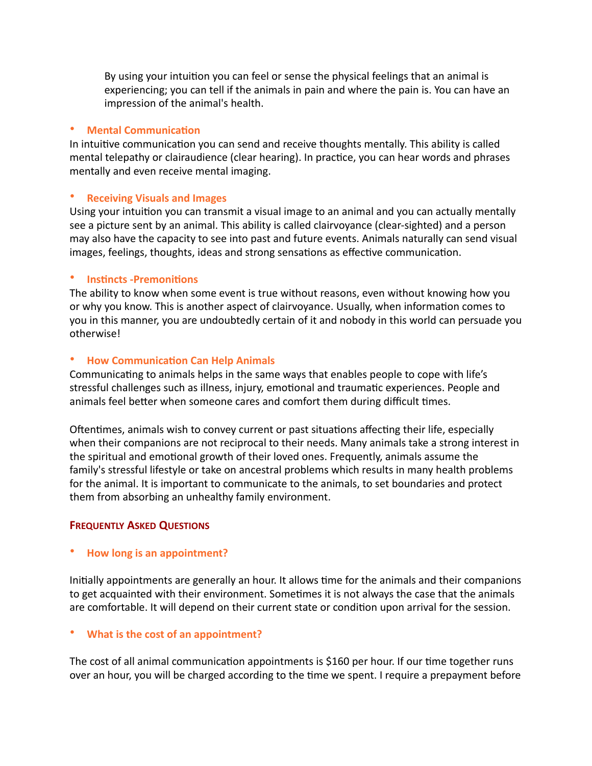By using your intuition you can feel or sense the physical feelings that an animal is experiencing; you can tell if the animals in pain and where the pain is. You can have an impression of the animal's health.

- **Mental Communication**

In intuitive communication you can send and receive thoughts mentally. This ability is called mental telepathy or clairaudience (clear hearing). In practice, you can hear words and phrases mentally and even receive mental imaging.

- **Receiving Visuals and Images**

Using your intuition you can transmit a visual image to an animal and you can actually mentally see a picture sent by an animal. This ability is called clairvoyance (clear-sighted) and a person may also have the capacity to see into past and future events. Animals naturally can send visual images, feelings, thoughts, ideas and strong sensations as effective communication.

- **Instincts -Premonitions**

The ability to know when some event is true without reasons, even without knowing how you or why you know. This is another aspect of clairvoyance. Usually, when information comes to you in this manner, you are undoubtedly certain of it and nobody in this world can persuade you otherwise!

- **How Communication Can Help Animals**

Communicating to animals helps in the same ways that enables people to cope with life's stressful challenges such as illness, injury, emotional and traumatic experiences. People and animals feel better when someone cares and comfort them during difficult times.

Oftentimes, animals wish to convey current or past situations affecting their life, especially when their companions are not reciprocal to their needs. Many animals take a strong interest in the spiritual and emotional growth of their loved ones. Frequently, animals assume the family's stressful lifestyle or take on ancestral problems which results in many health problems for the animal. It is important to communicate to the animals, to set boundaries and protect them from absorbing an unhealthy family environment.

## Frequently Asked Questions

- **How long is an appointment?**

Initially appointments are generally an hour. It allows time for the animals and their companions to get acquainted with their environment. Sometimes it is not always the case that the animals are comfortable. It will depend on their current state or condition upon arrival for the session.

- **What is the cost of an appointment?**

The cost of all animal communication appointments is $160 per hour. If our time together runs over an hour, you will be charged according to the time we spent. I require a prepayment before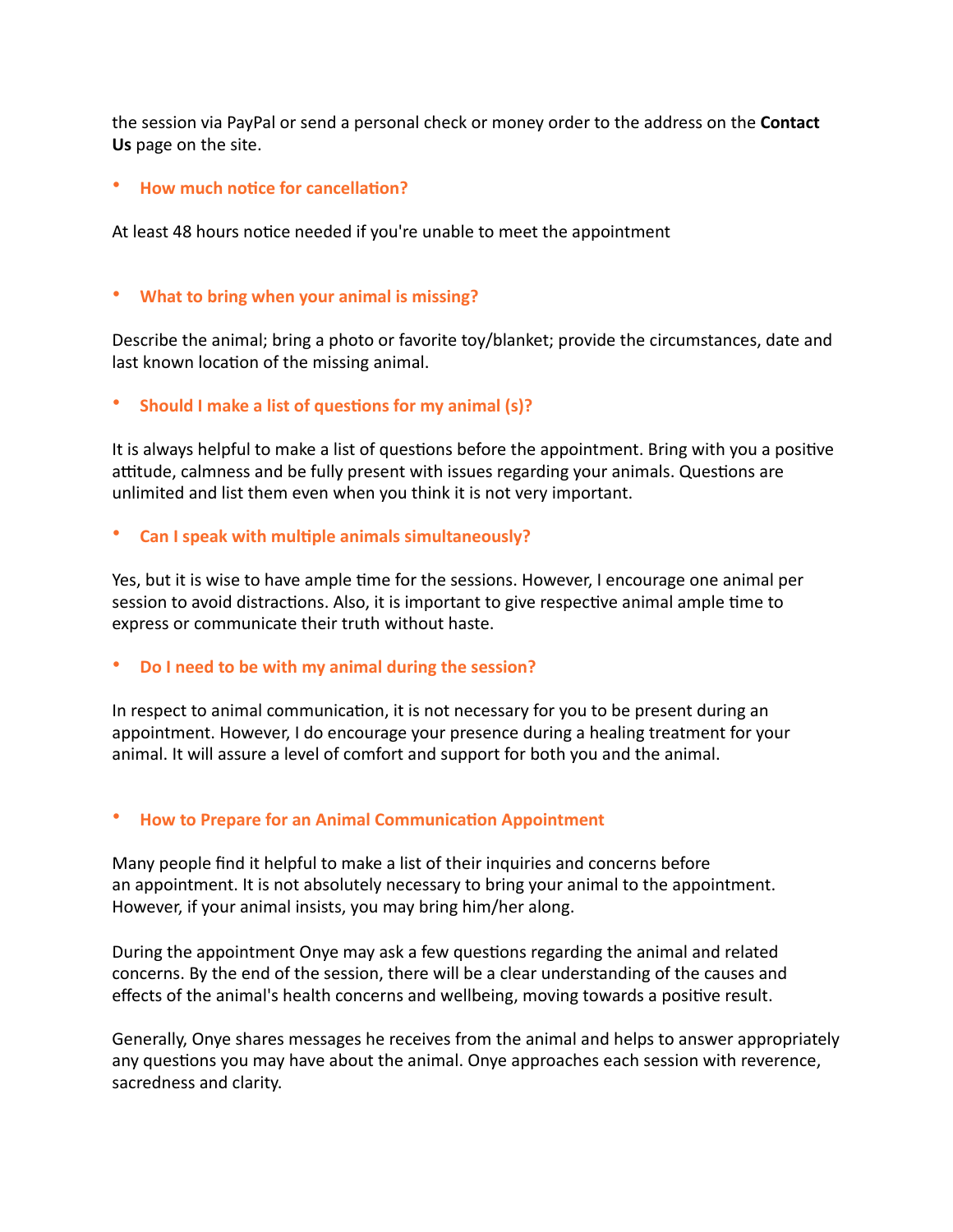the session via PayPal or send a personal check or money order to the address on the **Contact Us** page on the site.

- **How much notice for cancellation?**

At least 48 hours notice needed if you're unable to meet the appointment

- **What to bring when your animal is missing?**

Describe the animal; bring a photo or favorite toy/blanket; provide the circumstances, date and last known location of the missing animal.

- **Should I make a list of questions for my animal (s)?**

It is always helpful to make a list of questions before the appointment. Bring with you a positive attitude, calmness and be fully present with issues regarding your animals. Questions are unlimited and list them even when you think it is not very important.

- **Can I speak with multiple animals simultaneously?**

Yes, but it is wise to have ample time for the sessions. However, I encourage one animal per session to avoid distractions. Also, it is important to give respective animal ample time to express or communicate their truth without haste.

- **Do I need to be with my animal during the session?**

In respect to animal communication, it is not necessary for you to be present during an appointment. However, I do encourage your presence during a healing treatment for your animal. It will assure a level of comfort and support for both you and the animal.

- **How to Prepare for an Animal Communication Appointment**

Many people find it helpful to make a list of their inquiries and concerns before an appointment. It is not absolutely necessary to bring your animal to the appointment. However, if your animal insists, you may bring him/her along.

During the appointment Onye may ask a few questions regarding the animal and related concerns. By the end of the session, there will be a clear understanding of the causes and effects of the animal's health concerns and wellbeing, moving towards a positive result.

Generally, Onye shares messages he receives from the animal and helps to answer appropriately any questions you may have about the animal. Onye approaches each session with reverence, sacredness and clarity.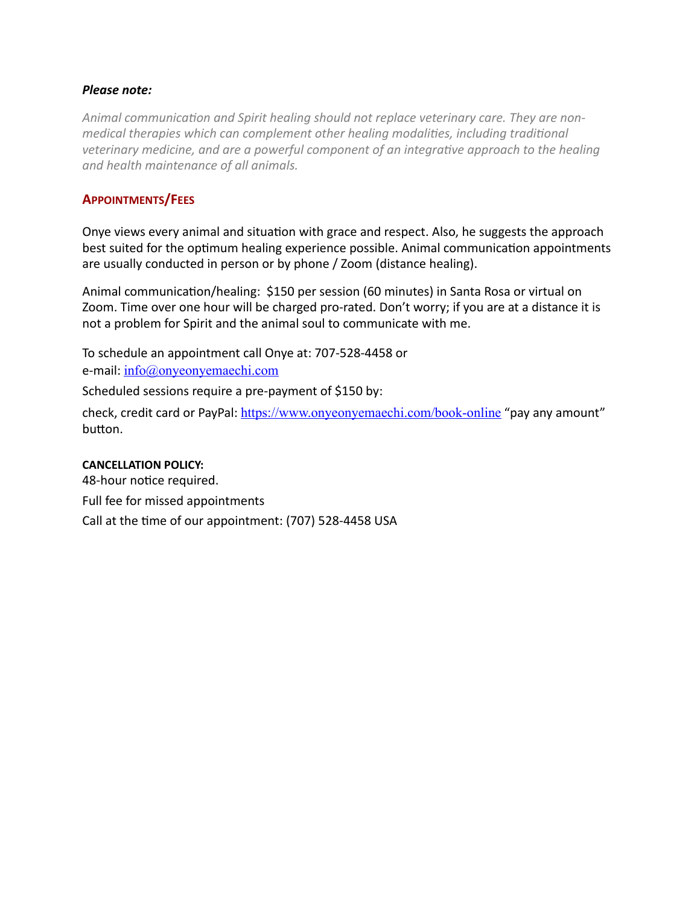***Please note:***

*Animal communication and Spirit healing should not replace veterinary care. They are non-medical therapies which can complement other healing modalities, including traditional veterinary medicine, and are a powerful component of an integrative approach to the healing and health maintenance of all animals.*

## APPOINTMENTS/FEES

Onye views every animal and situation with grace and respect. Also, he suggests the approach best suited for the optimum healing experience possible. Animal communication appointments are usually conducted in person or by phone / Zoom (distance healing).

Animal communication/healing: $150 per session (60 minutes) in Santa Rosa or virtual on Zoom. Time over one hour will be charged pro-rated. Don't worry; if you are at a distance it is not a problem for Spirit and the animal soul to communicate with me.

To schedule an appointment call Onye at: 707-528-4458 or
e-mail: info@onyeonyemaechi.com

Scheduled sessions require a pre-payment of $150 by:

check, credit card or PayPal: https://www.onyeonyemaechi.com/book-online "pay any amount" button.

**CANCELLATION POLICY:**

48-hour notice required.

Full fee for missed appointments

Call at the time of our appointment: (707) 528-4458 USA